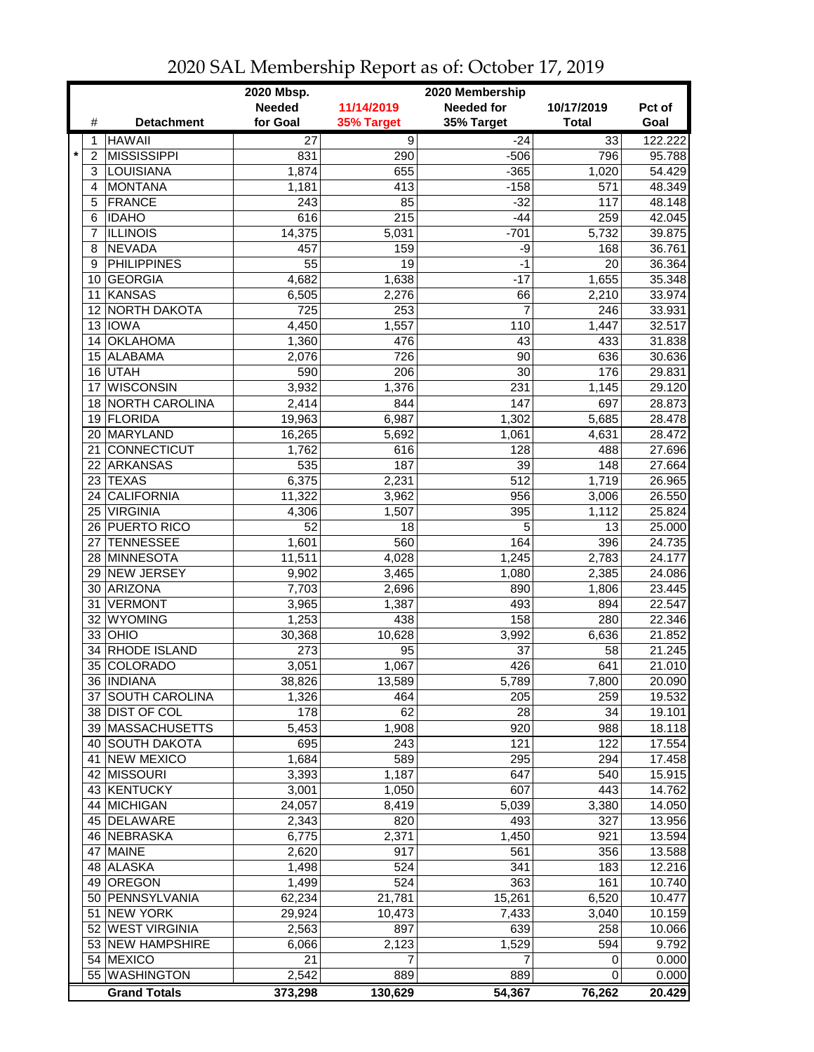# 2020 SAL Membership Report as of: October 17, 2019

| | # | Detachment | 2020 Mbsp. Needed for Goal | 11/14/2019 35% Target | 2020 Membership Needed for 35% Target | 10/17/2019 Total | Pct of Goal |
|---|---|---|---|---|---|---|---|
| | 1 | HAWAII | 27 | 9 | -24 | 33 | 122.222 |
| * | 2 | MISSISSIPPI | 831 | 290 | -506 | 796 | 95.788 |
| | 3 | LOUISIANA | 1,874 | 655 | -365 | 1,020 | 54.429 |
| | 4 | MONTANA | 1,181 | 413 | -158 | 571 | 48.349 |
| | 5 | FRANCE | 243 | 85 | -32 | 117 | 48.148 |
| | 6 | IDAHO | 616 | 215 | -44 | 259 | 42.045 |
| | 7 | ILLINOIS | 14,375 | 5,031 | -701 | 5,732 | 39.875 |
| | 8 | NEVADA | 457 | 159 | -9 | 168 | 36.761 |
| | 9 | PHILIPPINES | 55 | 19 | -1 | 20 | 36.364 |
| | 10 | GEORGIA | 4,682 | 1,638 | -17 | 1,655 | 35.348 |
| | 11 | KANSAS | 6,505 | 2,276 | 66 | 2,210 | 33.974 |
| | 12 | NORTH DAKOTA | 725 | 253 | 7 | 246 | 33.931 |
| | 13 | IOWA | 4,450 | 1,557 | 110 | 1,447 | 32.517 |
| | 14 | OKLAHOMA | 1,360 | 476 | 43 | 433 | 31.838 |
| | 15 | ALABAMA | 2,076 | 726 | 90 | 636 | 30.636 |
| | 16 | UTAH | 590 | 206 | 30 | 176 | 29.831 |
| | 17 | WISCONSIN | 3,932 | 1,376 | 231 | 1,145 | 29.120 |
| | 18 | NORTH CAROLINA | 2,414 | 844 | 147 | 697 | 28.873 |
| | 19 | FLORIDA | 19,963 | 6,987 | 1,302 | 5,685 | 28.478 |
| | 20 | MARYLAND | 16,265 | 5,692 | 1,061 | 4,631 | 28.472 |
| | 21 | CONNECTICUT | 1,762 | 616 | 128 | 488 | 27.696 |
| | 22 | ARKANSAS | 535 | 187 | 39 | 148 | 27.664 |
| | 23 | TEXAS | 6,375 | 2,231 | 512 | 1,719 | 26.965 |
| | 24 | CALIFORNIA | 11,322 | 3,962 | 956 | 3,006 | 26.550 |
| | 25 | VIRGINIA | 4,306 | 1,507 | 395 | 1,112 | 25.824 |
| | 26 | PUERTO RICO | 52 | 18 | 5 | 13 | 25.000 |
| | 27 | TENNESSEE | 1,601 | 560 | 164 | 396 | 24.735 |
| | 28 | MINNESOTA | 11,511 | 4,028 | 1,245 | 2,783 | 24.177 |
| | 29 | NEW JERSEY | 9,902 | 3,465 | 1,080 | 2,385 | 24.086 |
| | 30 | ARIZONA | 7,703 | 2,696 | 890 | 1,806 | 23.445 |
| | 31 | VERMONT | 3,965 | 1,387 | 493 | 894 | 22.547 |
| | 32 | WYOMING | 1,253 | 438 | 158 | 280 | 22.346 |
| | 33 | OHIO | 30,368 | 10,628 | 3,992 | 6,636 | 21.852 |
| | 34 | RHODE ISLAND | 273 | 95 | 37 | 58 | 21.245 |
| | 35 | COLORADO | 3,051 | 1,067 | 426 | 641 | 21.010 |
| | 36 | INDIANA | 38,826 | 13,589 | 5,789 | 7,800 | 20.090 |
| | 37 | SOUTH CAROLINA | 1,326 | 464 | 205 | 259 | 19.532 |
| | 38 | DIST OF COL | 178 | 62 | 28 | 34 | 19.101 |
| | 39 | MASSACHUSETTS | 5,453 | 1,908 | 920 | 988 | 18.118 |
| | 40 | SOUTH DAKOTA | 695 | 243 | 121 | 122 | 17.554 |
| | 41 | NEW MEXICO | 1,684 | 589 | 295 | 294 | 17.458 |
| | 42 | MISSOURI | 3,393 | 1,187 | 647 | 540 | 15.915 |
| | 43 | KENTUCKY | 3,001 | 1,050 | 607 | 443 | 14.762 |
| | 44 | MICHIGAN | 24,057 | 8,419 | 5,039 | 3,380 | 14.050 |
| | 45 | DELAWARE | 2,343 | 820 | 493 | 327 | 13.956 |
| | 46 | NEBRASKA | 6,775 | 2,371 | 1,450 | 921 | 13.594 |
| | 47 | MAINE | 2,620 | 917 | 561 | 356 | 13.588 |
| | 48 | ALASKA | 1,498 | 524 | 341 | 183 | 12.216 |
| | 49 | OREGON | 1,499 | 524 | 363 | 161 | 10.740 |
| | 50 | PENNSYLVANIA | 62,234 | 21,781 | 15,261 | 6,520 | 10.477 |
| | 51 | NEW YORK | 29,924 | 10,473 | 7,433 | 3,040 | 10.159 |
| | 52 | WEST VIRGINIA | 2,563 | 897 | 639 | 258 | 10.066 |
| | 53 | NEW HAMPSHIRE | 6,066 | 2,123 | 1,529 | 594 | 9.792 |
| | 54 | MEXICO | 21 | 7 | 7 | 0 | 0.000 |
| | 55 | WASHINGTON | 2,542 | 889 | 889 | 0 | 0.000 |
| | | **Grand Totals** | **373,298** | **130,629** | **54,367** | **76,262** | **20.429** |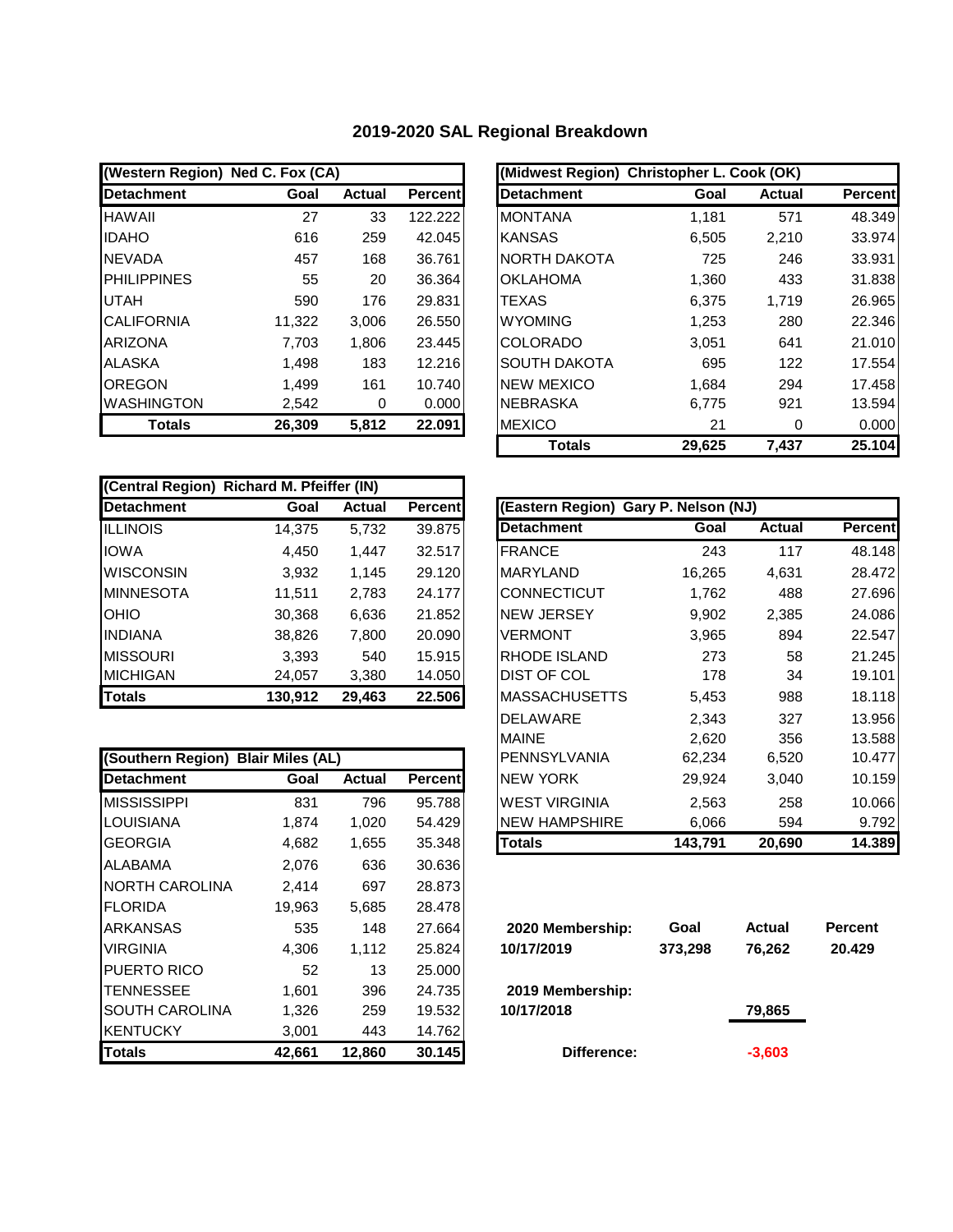# 2019-2020 SAL Regional Breakdown

| (Western Region) Ned C. Fox (CA) | | | |
|---|---|---|---|
| **Detachment** | **Goal** | **Actual** | **Percent** |
| HAWAII | 27 | 33 | 122.222 |
| IDAHO | 616 | 259 | 42.045 |
| NEVADA | 457 | 168 | 36.761 |
| PHILIPPINES | 55 | 20 | 36.364 |
| UTAH | 590 | 176 | 29.831 |
| CALIFORNIA | 11,322 | 3,006 | 26.550 |
| ARIZONA | 7,703 | 1,806 | 23.445 |
| ALASKA | 1,498 | 183 | 12.216 |
| OREGON | 1,499 | 161 | 10.740 |
| WASHINGTON | 2,542 | 0 | 0.000 |
| **Totals** | **26,309** | **5,812** | **22.091** |

| (Midwest Region) Christopher L. Cook (OK) | | | |
|---|---|---|---|
| **Detachment** | **Goal** | **Actual** | **Percent** |
| MONTANA | 1,181 | 571 | 48.349 |
| KANSAS | 6,505 | 2,210 | 33.974 |
| NORTH DAKOTA | 725 | 246 | 33.931 |
| OKLAHOMA | 1,360 | 433 | 31.838 |
| TEXAS | 6,375 | 1,719 | 26.965 |
| WYOMING | 1,253 | 280 | 22.346 |
| COLORADO | 3,051 | 641 | 21.010 |
| SOUTH DAKOTA | 695 | 122 | 17.554 |
| NEW MEXICO | 1,684 | 294 | 17.458 |
| NEBRASKA | 6,775 | 921 | 13.594 |
| MEXICO | 21 | 0 | 0.000 |
| **Totals** | **29,625** | **7,437** | **25.104** |

| (Central Region) Richard M. Pfeiffer (IN) | | | |
|---|---|---|---|
| **Detachment** | **Goal** | **Actual** | **Percent** |
| ILLINOIS | 14,375 | 5,732 | 39.875 |
| IOWA | 4,450 | 1,447 | 32.517 |
| WISCONSIN | 3,932 | 1,145 | 29.120 |
| MINNESOTA | 11,511 | 2,783 | 24.177 |
| OHIO | 30,368 | 6,636 | 21.852 |
| INDIANA | 38,826 | 7,800 | 20.090 |
| MISSOURI | 3,393 | 540 | 15.915 |
| MICHIGAN | 24,057 | 3,380 | 14.050 |
| **Totals** | **130,912** | **29,463** | **22.506** |

| (Eastern Region) Gary P. Nelson (NJ) | | | |
|---|---|---|---|
| **Detachment** | **Goal** | **Actual** | **Percent** |
| FRANCE | 243 | 117 | 48.148 |
| MARYLAND | 16,265 | 4,631 | 28.472 |
| CONNECTICUT | 1,762 | 488 | 27.696 |
| NEW JERSEY | 9,902 | 2,385 | 24.086 |
| VERMONT | 3,965 | 894 | 22.547 |
| RHODE ISLAND | 273 | 58 | 21.245 |
| DIST OF COL | 178 | 34 | 19.101 |
| MASSACHUSETTS | 5,453 | 988 | 18.118 |
| DELAWARE | 2,343 | 327 | 13.956 |
| MAINE | 2,620 | 356 | 13.588 |
| PENNSYLVANIA | 62,234 | 6,520 | 10.477 |
| NEW YORK | 29,924 | 3,040 | 10.159 |
| WEST VIRGINIA | 2,563 | 258 | 10.066 |
| NEW HAMPSHIRE | 6,066 | 594 | 9.792 |
| **Totals** | **143,791** | **20,690** | **14.389** |

| (Southern Region) Blair Miles (AL) | | | |
|---|---|---|---|
| **Detachment** | **Goal** | **Actual** | **Percent** |
| MISSISSIPPI | 831 | 796 | 95.788 |
| LOUISIANA | 1,874 | 1,020 | 54.429 |
| GEORGIA | 4,682 | 1,655 | 35.348 |
| ALABAMA | 2,076 | 636 | 30.636 |
| NORTH CAROLINA | 2,414 | 697 | 28.873 |
| FLORIDA | 19,963 | 5,685 | 28.478 |
| ARKANSAS | 535 | 148 | 27.664 |
| VIRGINIA | 4,306 | 1,112 | 25.824 |
| PUERTO RICO | 52 | 13 | 25.000 |
| TENNESSEE | 1,601 | 396 | 24.735 |
| SOUTH CAROLINA | 1,326 | 259 | 19.532 |
| KENTUCKY | 3,001 | 443 | 14.762 |
| **Totals** | **42,661** | **12,860** | **30.145** |

| **2020 Membership:** | **Goal** | **Actual** | **Percent** |
|---|---|---|---|
| **10/17/2019** | **373,298** | **76,262** | **20.429** |
| **2019 Membership:** | | | |
| **10/17/2018** | | **79,865** | |
| **Difference:** | | **-3,603** | |